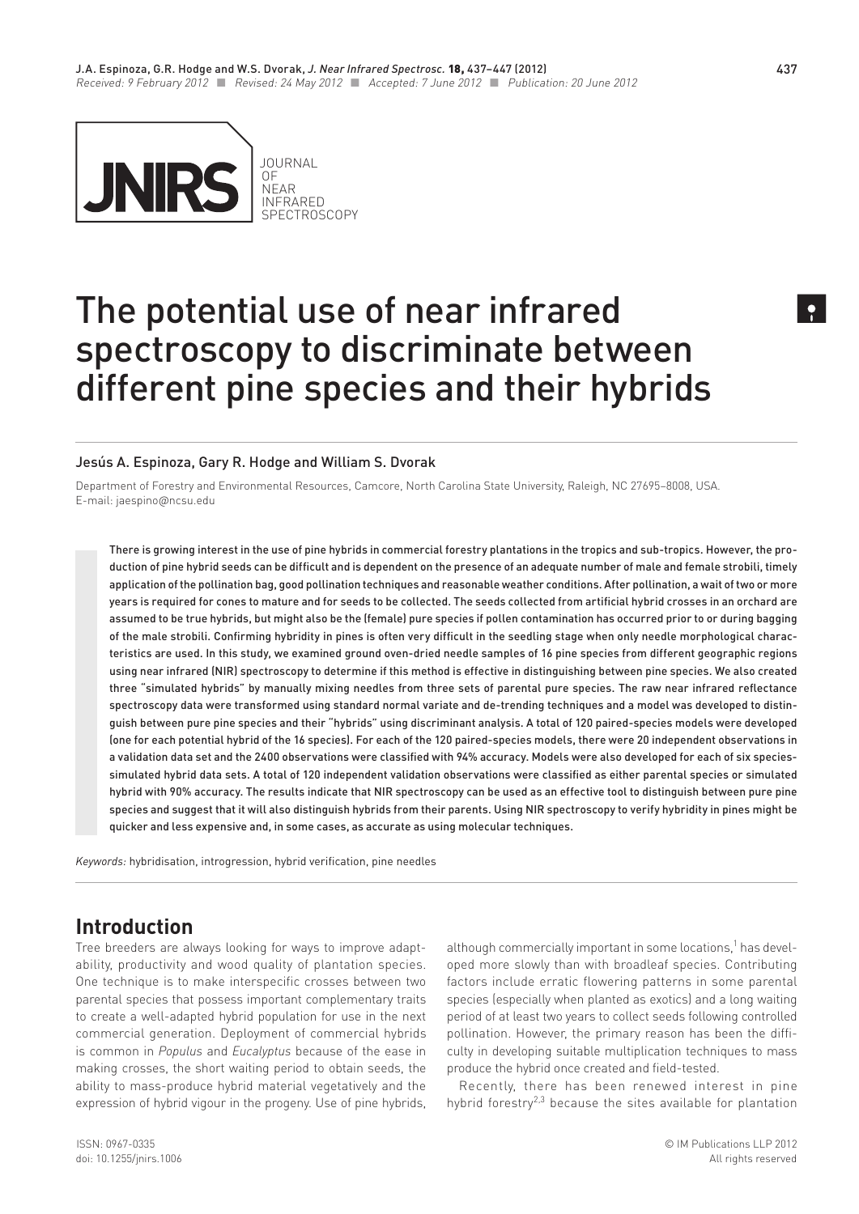Received: 9 February 2012 ■ Revised: 24 May 2012 ■ Accepted: 7 June 2012 ■ Publication: 20 June 2012

# The potential use of near infrared spectroscopy to discriminate between different pine species and their hybrids

**Jesús A. Espinoza, Gary R. Hodge and William S. Dvorak**

Department of Forestry and Environmental Resources, Camcore, North Carolina State University, Raleigh, NC 27695–8008, USA.
E-mail: jaespino@ncsu.edu

There is growing interest in the use of pine hybrids in commercial forestry plantations in the tropics and sub-tropics. However, the production of pine hybrid seeds can be difficult and is dependent on the presence of an adequate number of male and female strobili, timely application of the pollination bag, good pollination techniques and reasonable weather conditions. After pollination, a wait of two or more years is required for cones to mature and for seeds to be collected. The seeds collected from artificial hybrid crosses in an orchard are assumed to be true hybrids, but might also be the (female) pure species if pollen contamination has occurred prior to or during bagging of the male strobili. Confirming hybridity in pines is often very difficult in the seedling stage when only needle morphological characteristics are used. In this study, we examined ground oven-dried needle samples of 16 pine species from different geographic regions using near infrared (NIR) spectroscopy to determine if this method is effective in distinguishing between pine species. We also created three "simulated hybrids" by manually mixing needles from three sets of parental pure species. The raw near infrared reflectance spectroscopy data were transformed using standard normal variate and de-trending techniques and a model was developed to distinguish between pure pine species and their "hybrids" using discriminant analysis. A total of 120 paired-species models were developed (one for each potential hybrid of the 16 species). For each of the 120 paired-species models, there were 20 independent observations in a validation data set and the 2400 observations were classified with 94% accuracy. Models were also developed for each of six species-simulated hybrid data sets. A total of 120 independent validation observations were classified as either parental species or simulated hybrid with 90% accuracy. The results indicate that NIR spectroscopy can be used as an effective tool to distinguish between pure pine species and suggest that it will also distinguish hybrids from their parents. Using NIR spectroscopy to verify hybridity in pines might be quicker and less expensive and, in some cases, as accurate as using molecular techniques.

*Keywords:* hybridisation, introgression, hybrid verification, pine needles

## Introduction

Tree breeders are always looking for ways to improve adaptability, productivity and wood quality of plantation species. One technique is to make interspecific crosses between two parental species that possess important complementary traits to create a well-adapted hybrid population for use in the next commercial generation. Deployment of commercial hybrids is common in *Populus* and *Eucalyptus* because of the ease in making crosses, the short waiting period to obtain seeds, the ability to mass-produce hybrid material vegetatively and the expression of hybrid vigour in the progeny. Use of pine hybrids, although commercially important in some locations,[1] has developed more slowly than with broadleaf species. Contributing factors include erratic flowering patterns in some parental species (especially when planted as exotics) and a long waiting period of at least two years to collect seeds following controlled pollination. However, the primary reason has been the difficulty in developing suitable multiplication techniques to mass produce the hybrid once created and field-tested.

Recently, there has been renewed interest in pine hybrid forestry[2,3] because the sites available for plantation

ISSN: 0967-0335
doi: 10.1255/jnirs.1006

© IM Publications LLP 2012
All rights reserved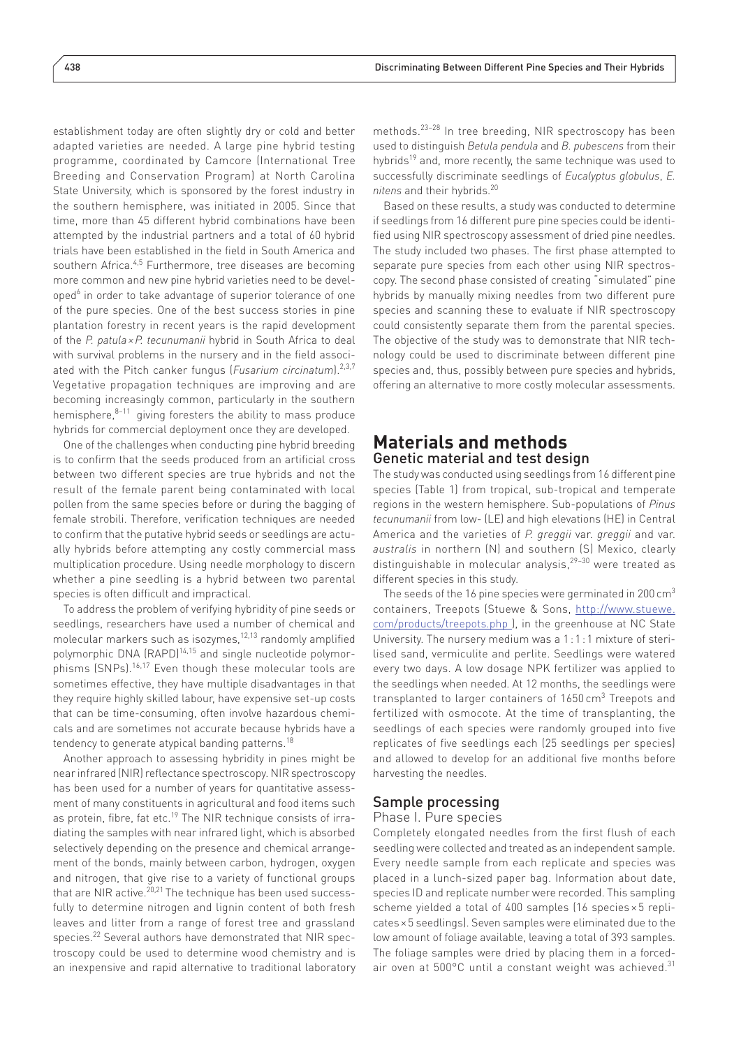establishment today are often slightly dry or cold and better adapted varieties are needed. A large pine hybrid testing programme, coordinated by Camcore (International Tree Breeding and Conservation Program) at North Carolina State University, which is sponsored by the forest industry in the southern hemisphere, was initiated in 2005. Since that time, more than 45 different hybrid combinations have been attempted by the industrial partners and a total of 60 hybrid trials have been established in the field in South America and southern Africa.[4,5] Furthermore, tree diseases are becoming more common and new pine hybrid varieties need to be developed[6] in order to take advantage of superior tolerance of one of the pure species. One of the best success stories in pine plantation forestry in recent years is the rapid development of the *P. patula* × *P. tecunumanii* hybrid in South Africa to deal with survival problems in the nursery and in the field associated with the Pitch canker fungus (*Fusarium circinatum*).[2,3,7] Vegetative propagation techniques are improving and are becoming increasingly common, particularly in the southern hemisphere,[8–11] giving foresters the ability to mass produce hybrids for commercial deployment once they are developed.

One of the challenges when conducting pine hybrid breeding is to confirm that the seeds produced from an artificial cross between two different species are true hybrids and not the result of the female parent being contaminated with local pollen from the same species before or during the bagging of female strobili. Therefore, verification techniques are needed to confirm that the putative hybrid seeds or seedlings are actually hybrids before attempting any costly commercial mass multiplication procedure. Using needle morphology to discern whether a pine seedling is a hybrid between two parental species is often difficult and impractical.

To address the problem of verifying hybridity of pine seeds or seedlings, researchers have used a number of chemical and molecular markers such as isozymes,[12,13] randomly amplified polymorphic DNA (RAPD)[14,15] and single nucleotide polymorphisms (SNPs).[16,17] Even though these molecular tools are sometimes effective, they have multiple disadvantages in that they require highly skilled labour, have expensive set-up costs that can be time-consuming, often involve hazardous chemicals and are sometimes not accurate because hybrids have a tendency to generate atypical banding patterns.[18]

Another approach to assessing hybridity in pines might be near infrared (NIR) reflectance spectroscopy. NIR spectroscopy has been used for a number of years for quantitative assessment of many constituents in agricultural and food items such as protein, fibre, fat etc.[19] The NIR technique consists of irradiating the samples with near infrared light, which is absorbed selectively depending on the presence and chemical arrangement of the bonds, mainly between carbon, hydrogen, oxygen and nitrogen, that give rise to a variety of functional groups that are NIR active.[20,21] The technique has been used successfully to determine nitrogen and lignin content of both fresh leaves and litter from a range of forest tree and grassland species.[22] Several authors have demonstrated that NIR spectroscopy could be used to determine wood chemistry and is an inexpensive and rapid alternative to traditional laboratory methods.[23–28] In tree breeding, NIR spectroscopy has been used to distinguish *Betula pendula* and *B. pubescens* from their hybrids[19] and, more recently, the same technique was used to successfully discriminate seedlings of *Eucalyptus globulus*, *E. nitens* and their hybrids.[20]

Based on these results, a study was conducted to determine if seedlings from 16 different pure pine species could be identified using NIR spectroscopy assessment of dried pine needles. The study included two phases. The first phase attempted to separate pure species from each other using NIR spectroscopy. The second phase consisted of creating "simulated" pine hybrids by manually mixing needles from two different pure species and scanning these to evaluate if NIR spectroscopy could consistently separate them from the parental species. The objective of the study was to demonstrate that NIR technology could be used to discriminate between different pine species and, thus, possibly between pure species and hybrids, offering an alternative to more costly molecular assessments.

# Materials and methods

## Genetic material and test design

The study was conducted using seedlings from 16 different pine species (Table 1) from tropical, sub-tropical and temperate regions in the western hemisphere. Sub-populations of *Pinus tecunumanii* from low- (LE) and high elevations (HE) in Central America and the varieties of *P. greggii* var. *greggii* and var. *australis* in northern (N) and southern (S) Mexico, clearly distinguishable in molecular analysis,[29–30] were treated as different species in this study.

The seeds of the 16 pine species were germinated in 200 cm$^3$ containers, Treepots (Stuewe & Sons, http://www.stuewe.com/products/treepots.php ), in the greenhouse at NC State University. The nursery medium was a 1 : 1 : 1 mixture of sterilised sand, vermiculite and perlite. Seedlings were watered every two days. A low dosage NPK fertilizer was applied to the seedlings when needed. At 12 months, the seedlings were transplanted to larger containers of 1650 cm$^3$ Treepots and fertilized with osmocote. At the time of transplanting, the seedlings of each species were randomly grouped into five replicates of five seedlings each (25 seedlings per species) and allowed to develop for an additional five months before harvesting the needles.

## Sample processing

### Phase I. Pure species

Completely elongated needles from the first flush of each seedling were collected and treated as an independent sample. Every needle sample from each replicate and species was placed in a lunch-sized paper bag. Information about date, species ID and replicate number were recorded. This sampling scheme yielded a total of 400 samples (16 species × 5 replicates × 5 seedlings). Seven samples were eliminated due to the low amount of foliage available, leaving a total of 393 samples. The foliage samples were dried by placing them in a forced-air oven at 500°C until a constant weight was achieved.[31]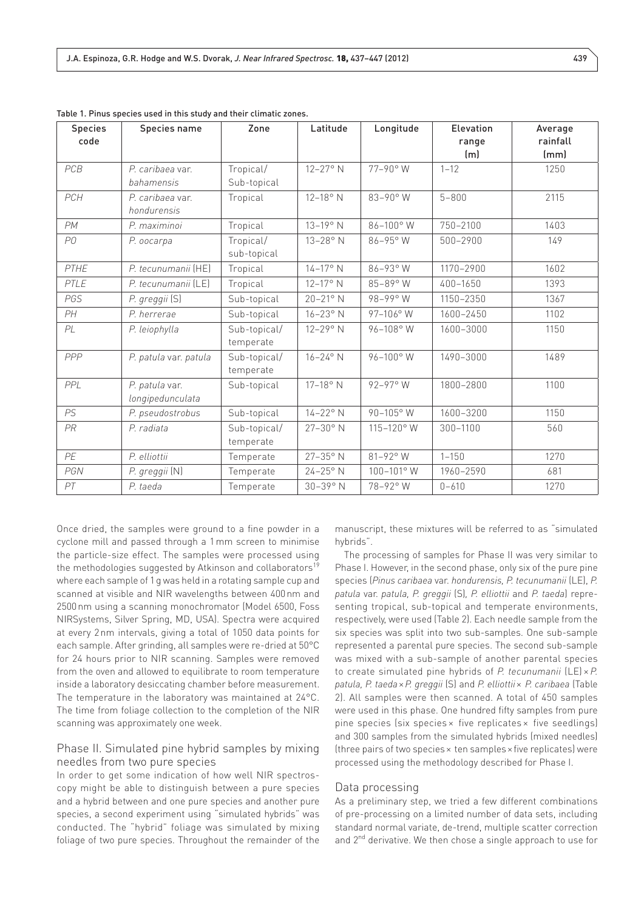Table 1. Pinus species used in this study and their climatic zones.

| Species code | Species name | Zone | Latitude | Longitude | Elevation range (m) | Average rainfall (mm) |
|---|---|---|---|---|---|---|
| *PCB* | *P. caribaea* var. *bahamensis* | Tropical/ Sub-topical | 12–27° N | 77–90° W | 1–12 | 1250 |
| *PCH* | *P. caribaea* var. *hondurensis* | Tropical | 12–18° N | 83–90° W | 5–800 | 2115 |
| *PM* | *P. maximinoi* | Tropical | 13–19° N | 86–100° W | 750–2100 | 1403 |
| *PO* | *P. oocarpa* | Tropical/ sub-topical | 13–28° N | 86–95° W | 500–2900 | 149 |
| *PTHE* | *P. tecunumanii* (HE) | Tropical | 14–17° N | 86–93° W | 1170–2900 | 1602 |
| *PTLE* | *P. tecunumanii* (LE) | Tropical | 12–17° N | 85–89° W | 400–1650 | 1393 |
| *PGS* | *P. greggii* (S) | Sub-topical | 20–21° N | 98–99° W | 1150–2350 | 1367 |
| *PH* | *P. herrerae* | Sub-topical | 16–23° N | 97–106° W | 1600–2450 | 1102 |
| *PL* | *P. leiophylla* | Sub-topical/ temperate | 12–29° N | 96–108° W | 1600–3000 | 1150 |
| *PPP* | *P. patula* var. *patula* | Sub-topical/ temperate | 16–24° N | 96–100° W | 1490–3000 | 1489 |
| *PPL* | *P. patula* var. *longipedunculata* | Sub-topical | 17–18° N | 92–97° W | 1800–2800 | 1100 |
| *PS* | *P. pseudostrobus* | Sub-topical | 14–22° N | 90–105° W | 1600–3200 | 1150 |
| *PR* | *P. radiata* | Sub-topical/ temperate | 27–30° N | 115–120° W | 300–1100 | 560 |
| *PE* | *P. elliottii* | Temperate | 27–35° N | 81–92° W | 1–150 | 1270 |
| *PGN* | *P. greggii* (N) | Temperate | 24–25° N | 100–101° W | 1960–2590 | 681 |
| *PT* | *P. taeda* | Temperate | 30–39° N | 78–92° W | 0–610 | 1270 |

Once dried, the samples were ground to a fine powder in a cyclone mill and passed through a 1 mm screen to minimise the particle-size effect. The samples were processed using the methodologies suggested by Atkinson and collaborators[19] where each sample of 1 g was held in a rotating sample cup and scanned at visible and NIR wavelengths between 400 nm and 2500 nm using a scanning monochromator (Model 6500, Foss NIRSystems, Silver Spring, MD, USA). Spectra were acquired at every 2 nm intervals, giving a total of 1050 data points for each sample. After grinding, all samples were re-dried at 50°C for 24 hours prior to NIR scanning. Samples were removed from the oven and allowed to equilibrate to room temperature inside a laboratory desiccating chamber before measurement. The temperature in the laboratory was maintained at 24°C. The time from foliage collection to the completion of the NIR scanning was approximately one week.

### Phase II. Simulated pine hybrid samples by mixing needles from two pure species

In order to get some indication of how well NIR spectroscopy might be able to distinguish between a pure species and a hybrid between and one pure species and another pure species, a second experiment using "simulated hybrids" was conducted. The "hybrid" foliage was simulated by mixing foliage of two pure species. Throughout the remainder of the manuscript, these mixtures will be referred to as "simulated hybrids".

The processing of samples for Phase II was very similar to Phase I. However, in the second phase, only six of the pure pine species (*Pinus caribaea* var. *hondurensis*, *P. tecunumanii* (LE), *P. patula* var. *patula*, *P. greggii* (S), *P. elliottii* and *P. taeda*) representing tropical, sub-topical and temperate environments, respectively, were used (Table 2). Each needle sample from the six species was split into two sub-samples. One sub-sample represented a parental pure species. The second sub-sample was mixed with a sub-sample of another parental species to create simulated pine hybrids of *P. tecunumanii* (LE) × *P. patula*, *P. taeda* × *P. greggii* (S) and *P. elliottii* × *P. caribaea* (Table 2). All samples were then scanned. A total of 450 samples were used in this phase. One hundred fifty samples from pure pine species (six species × five replicates × five seedlings) and 300 samples from the simulated hybrids (mixed needles) (three pairs of two species × ten samples × five replicates) were processed using the methodology described for Phase I.

### Data processing

As a preliminary step, we tried a few different combinations of pre-processing on a limited number of data sets, including standard normal variate, de-trend, multiple scatter correction and 2[nd] derivative. We then chose a single approach to use for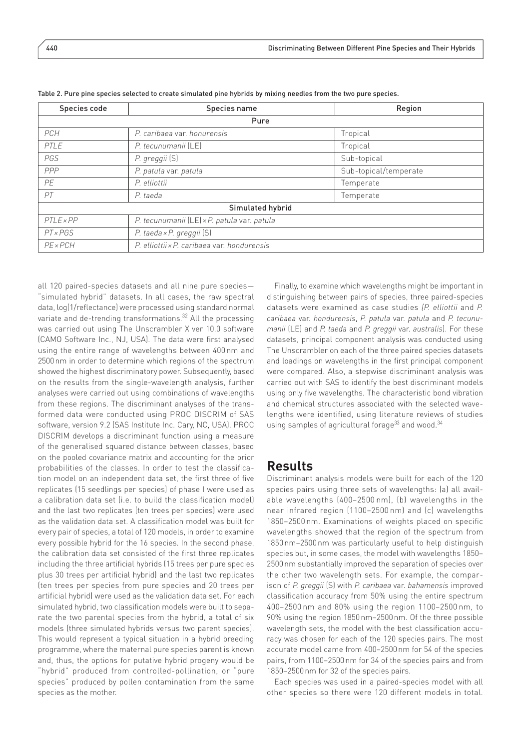Table 2. Pure pine species selected to create simulated pine hybrids by mixing needles from the two pure species.

| Species code | Species name | Region |
|---|---|---|
| Pure | | |
| *PCH* | *P. caribaea* var. *honurensis* | Tropical |
| *PTLE* | *P. tecunumanii* (LE) | Tropical |
| *PGS* | *P. greggii* (S) | Sub-topical |
| *PPP* | *P. patula* var. *patula* | Sub-topical/temperate |
| *PE* | *P. elliottii* | Temperate |
| *PT* | *P. taeda* | Temperate |
| Simulated hybrid | | |
| *PTLE×PP* | *P. tecunumanii* (LE)×*P. patula* var. *patula* | |
| *PT×PGS* | *P. taeda*×*P. greggii* (S) | |
| *PE×PCH* | *P. elliottii*×*P. caribaea* var. *hondurensis* | |

all 120 paired-species datasets and all nine pure species—"simulated hybrid" datasets. In all cases, the raw spectral data, log(1/reflectance) were processed using standard normal variate and de-trending transformations.[32] All the processing was carried out using The Unscrambler X ver 10.0 software (CAMO Software Inc., NJ, USA). The data were first analysed using the entire range of wavelengths between 400 nm and 2500 nm in order to determine which regions of the spectrum showed the highest discriminatory power. Subsequently, based on the results from the single-wavelength analysis, further analyses were carried out using combinations of wavelengths from these regions. The discriminant analyses of the transformed data were conducted using PROC DISCRIM of SAS software, version 9.2 (SAS Institute Inc. Cary, NC, USA). PROC DISCRIM develops a discriminant function using a measure of the generalised squared distance between classes, based on the pooled covariance matrix and accounting for the prior probabilities of the classes. In order to test the classification model on an independent data set, the first three of five replicates (15 seedlings per species) of phase I were used as a calibration data set (i.e. to build the classification model) and the last two replicates (ten trees per species) were used as the validation data set. A classification model was built for every pair of species, a total of 120 models, in order to examine every possible hybrid for the 16 species. In the second phase, the calibration data set consisted of the first three replicates including the three artificial hybrids (15 trees per pure species plus 30 trees per artificial hybrid) and the last two replicates (ten trees per species from pure species and 20 trees per artificial hybrid) were used as the validation data set. For each simulated hybrid, two classification models were built to separate the two parental species from the hybrid, a total of six models (three simulated hybrids versus two parent species). This would represent a typical situation in a hybrid breeding programme, where the maternal pure species parent is known and, thus, the options for putative hybrid progeny would be "hybrid" produced from controlled-pollination, or "pure species" produced by pollen contamination from the same species as the mother.

Finally, to examine which wavelengths might be important in distinguishing between pairs of species, three paired-species datasets were examined as case studies *(P. elliottii* and *P. caribaea* var. *hondurensis*, *P. patula* var. *patula* and *P. tecunumanii* (LE) and *P. taeda* and *P. greggii* var. *australis*). For these datasets, principal component analysis was conducted using The Unscrambler on each of the three paired species datasets and loadings on wavelengths in the first principal component were compared. Also, a stepwise discriminant analysis was carried out with SAS to identify the best discriminant models using only five wavelengths. The characteristic bond vibration and chemical structures associated with the selected wavelengths were identified, using literature reviews of studies using samples of agricultural forage[33] and wood.[34]

## Results

Discriminant analysis models were built for each of the 120 species pairs using three sets of wavelengths: (a) all available wavelengths (400–2500 nm), (b) wavelengths in the near infrared region (1100–2500 nm) and (c) wavelengths 1850–2500 nm. Examinations of weights placed on specific wavelengths showed that the region of the spectrum from 1850 nm–2500 nm was particularly useful to help distinguish species but, in some cases, the model with wavelengths 1850–2500 nm substantially improved the separation of species over the other two wavelength sets. For example, the comparison of *P. greggii* (S) with *P. caribaea* var. *bahamensis* improved classification accuracy from 50% using the entire spectrum 400–2500 nm and 80% using the region 1100–2500 nm, to 90% using the region 1850 nm–2500 nm. Of the three possible wavelength sets, the model with the best classification accuracy was chosen for each of the 120 species pairs. The most accurate model came from 400–2500 nm for 54 of the species pairs, from 1100–2500 nm for 34 of the species pairs and from 1850–2500 nm for 32 of the species pairs.

Each species was used in a paired-species model with all other species so there were 120 different models in total.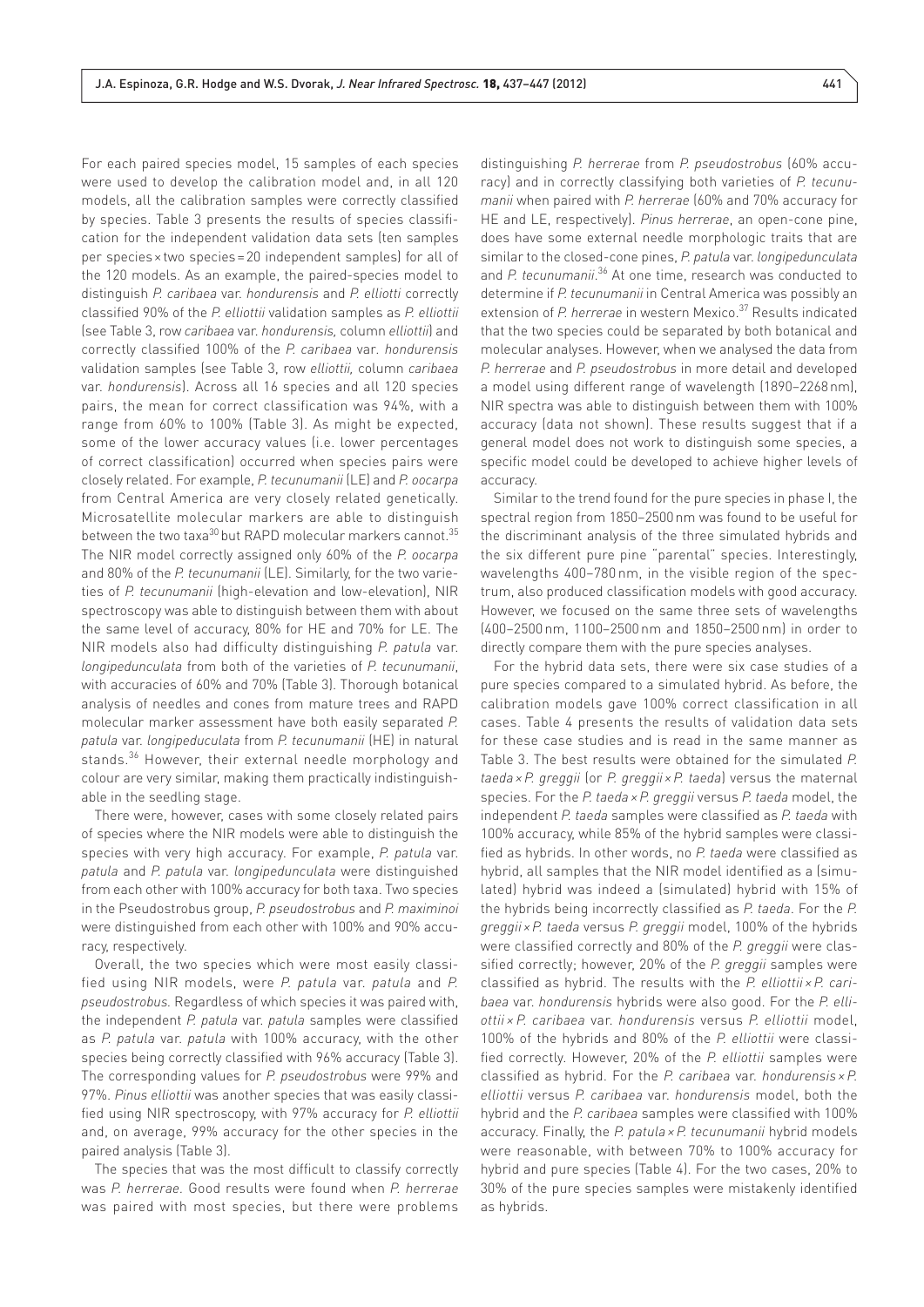For each paired species model, 15 samples of each species were used to develop the calibration model and, in all 120 models, all the calibration samples were correctly classified by species. Table 3 presents the results of species classification for the independent validation data sets (ten samples per species × two species = 20 independent samples) for all of the 120 models. As an example, the paired-species model to distinguish *P. caribaea* var. *hondurensis* and *P. elliotti* correctly classified 90% of the *P. elliottii* validation samples as *P. elliottii* (see Table 3, row *caribaea* var. *hondurensis,* column *elliottii*) and correctly classified 100% of the *P. caribaea* var. *hondurensis* validation samples (see Table 3, row *elliottii,* column *caribaea* var. *hondurensis*). Across all 16 species and all 120 species pairs, the mean for correct classification was 94%, with a range from 60% to 100% (Table 3). As might be expected, some of the lower accuracy values (i.e. lower percentages of correct classification) occurred when species pairs were closely related. For example, *P. tecunumanii* (LE) and *P. oocarpa* from Central America are very closely related genetically. Microsatellite molecular markers are able to distinguish between the two taxa[30] but RAPD molecular markers cannot.[35] The NIR model correctly assigned only 60% of the *P. oocarpa* and 80% of the *P. tecunumanii* (LE). Similarly, for the two varieties of *P. tecunumanii* (high-elevation and low-elevation), NIR spectroscopy was able to distinguish between them with about the same level of accuracy, 80% for HE and 70% for LE. The NIR models also had difficulty distinguishing *P. patula* var. *longipedunculata* from both of the varieties of *P. tecunumanii*, with accuracies of 60% and 70% (Table 3). Thorough botanical analysis of needles and cones from mature trees and RAPD molecular marker assessment have both easily separated *P. patula* var. *longipeduculata* from *P. tecunumanii* (HE) in natural stands.[36] However, their external needle morphology and colour are very similar, making them practically indistinguishable in the seedling stage.

There were, however, cases with some closely related pairs of species where the NIR models were able to distinguish the species with very high accuracy. For example, *P. patula* var. *patula* and *P. patula* var. *longipedunculata* were distinguished from each other with 100% accuracy for both taxa. Two species in the Pseudostrobus group, *P. pseudostrobus* and *P. maximinoi* were distinguished from each other with 100% and 90% accuracy, respectively.

Overall, the two species which were most easily classified using NIR models, were *P. patula* var. *patula* and *P. pseudostrobus*. Regardless of which species it was paired with, the independent *P. patula* var. *patula* samples were classified as *P. patula* var. *patula* with 100% accuracy, with the other species being correctly classified with 96% accuracy (Table 3). The corresponding values for *P. pseudostrobus* were 99% and 97%. *Pinus elliottii* was another species that was easily classified using NIR spectroscopy, with 97% accuracy for *P. elliottii* and, on average, 99% accuracy for the other species in the paired analysis (Table 3).

The species that was the most difficult to classify correctly was *P. herrerae*. Good results were found when *P. herrerae* was paired with most species, but there were problems distinguishing *P. herrerae* from *P. pseudostrobus* (60% accuracy) and in correctly classifying both varieties of *P. tecunumanii* when paired with *P. herrerae* (60% and 70% accuracy for HE and LE, respectively). *Pinus herrerae*, an open-cone pine, does have some external needle morphologic traits that are similar to the closed-cone pines, *P. patula* var. *longipedunculata* and *P. tecunumanii*.[36] At one time, research was conducted to determine if *P. tecunumanii* in Central America was possibly an extension of *P. herrerae* in western Mexico.[37] Results indicated that the two species could be separated by both botanical and molecular analyses. However, when we analysed the data from *P. herrerae* and *P. pseudostrobus* in more detail and developed a model using different range of wavelength (1890–2268 nm), NIR spectra was able to distinguish between them with 100% accuracy (data not shown). These results suggest that if a general model does not work to distinguish some species, a specific model could be developed to achieve higher levels of accuracy.

Similar to the trend found for the pure species in phase I, the spectral region from 1850–2500 nm was found to be useful for the discriminant analysis of the three simulated hybrids and the six different pure pine "parental" species. Interestingly, wavelengths 400–780 nm, in the visible region of the spectrum, also produced classification models with good accuracy. However, we focused on the same three sets of wavelengths (400–2500 nm, 1100–2500 nm and 1850–2500 nm) in order to directly compare them with the pure species analyses.

For the hybrid data sets, there were six case studies of a pure species compared to a simulated hybrid. As before, the calibration models gave 100% correct classification in all cases. Table 4 presents the results of validation data sets for these case studies and is read in the same manner as Table 3. The best results were obtained for the simulated *P. taeda* × *P. greggii* (or *P. greggii* × *P. taeda*) versus the maternal species. For the *P. taeda* × *P. greggii* versus *P. taeda* model, the independent *P. taeda* samples were classified as *P. taeda* with 100% accuracy, while 85% of the hybrid samples were classified as hybrids. In other words, no *P. taeda* were classified as hybrid, all samples that the NIR model identified as a (simulated) hybrid was indeed a (simulated) hybrid with 15% of the hybrids being incorrectly classified as *P. taeda*. For the *P. greggii* × *P. taeda* versus *P. greggii* model, 100% of the hybrids were classified correctly and 80% of the *P. greggii* were classified correctly; however, 20% of the *P. greggii* samples were classified as hybrid. The results with the *P. elliottii* × *P. caribaea* var. *hondurensis* hybrids were also good. For the *P. elliottii* × *P. caribaea* var. *hondurensis* versus *P. elliottii* model, 100% of the hybrids and 80% of the *P. elliottii* were classified correctly. However, 20% of the *P. elliottii* samples were classified as hybrid. For the *P. caribaea* var. *hondurensis* × *P. elliottii* versus *P. caribaea* var. *hondurensis* model, both the hybrid and the *P. caribaea* samples were classified with 100% accuracy. Finally, the *P. patula* × *P. tecunumanii* hybrid models were reasonable, with between 70% to 100% accuracy for hybrid and pure species (Table 4). For the two cases, 20% to 30% of the pure species samples were mistakenly identified as hybrids.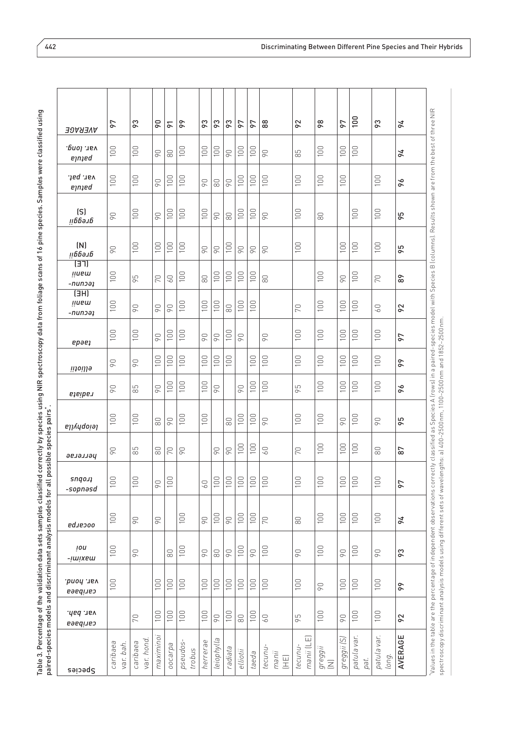Table 3. Percentage of the validation data sets samples classified correctly by species using NIR spectroscopy data from foliage scans of 16 pine species. Samples were classified using paired-species models and discriminant analysis models for all possible species pairs*.

| Species | *caribaea* var. *bah.* | *caribaea* var. *hond.* | *maximinoi* | *oocarpa* | *pseudostrobus* | *herrerae* | *leiophylla* | *radiata* | *elliotii* | *taeda* | *tecunumanii* (HE) | *tecunumanii* (LE) | *greggii* (N) | *greggii* (S) | *patula* var. *pat.* | *patula* var. *long.* | AVERAGE |
|---|---|---|---|---|---|---|---|---|---|---|---|---|---|---|---|---|---|
| *caribaea* var. *bah.* | | 100 | 100 | 100 | 100 | 90 | 100 | 90 | 90 | 100 | 100 | 100 | 90 | 90 | 100 | 100 | 97 |
| *caribaea* var. *hond.* | 70 | | 90 | 90 | 100 | 85 | 100 | 85 | 90 | 100 | 90 | 95 | 100 | 100 | 100 | 100 | 93 |
| *maximinoi* | 100 | 100 | | 90 | 90 | 80 | 80 | 90 | 100 | 90 | 90 | 70 | 100 | 90 | 90 | 90 | 90 |
| *oocarpa* | 100 | 100 | 80 | | 100 | 70 | 90 | 100 | 100 | 100 | 90 | 60 | 100 | 100 | 100 | 80 | 91 |
| *pseudostrobus* | 100 | 100 | 100 | 100 | | 90 | 100 | 100 | 100 | 100 | 100 | 100 | 100 | 100 | 100 | 100 | 99 |
| *herrerae* | 100 | 100 | 90 | 90 | 60 | | 100 | 100 | 100 | 90 | 100 | 80 | 90 | 100 | 90 | 100 | 93 |
| *leiophylla* | 90 | 100 | 80 | 100 | 100 | 90 | | 90 | 100 | 90 | 100 | 100 | 90 | 90 | 80 | 100 | 93 |
| *radiata* | 100 | 100 | 90 | 90 | 100 | 90 | 80 | | 100 | 100 | 80 | 100 | 100 | 80 | 90 | 90 | 93 |
| *elliotii* | 80 | 100 | 100 | 100 | 100 | 100 | 100 | 90 | | 90 | 100 | 100 | 90 | 100 | 100 | 100 | 97 |
| *taeda* | 100 | 100 | 90 | 100 | 100 | 100 | 100 | 100 | 100 | | 100 | 100 | 90 | 100 | 100 | 100 | 97 |
| *tecunumanii* (HE) | 60 | 100 | 100 | 70 | 100 | 60 | 90 | 100 | 100 | 90 | | 80 | 90 | 90 | 100 | 90 | 88 |
| *tecunumanii* (LE) | 95 | 100 | 90 | 80 | 100 | 70 | 100 | 95 | 100 | 100 | 70 | | 100 | 100 | 100 | 85 | 92 |
| *greggii* (N) | 100 | 90 | 100 | 100 | 100 | 100 | 100 | 100 | 100 | 100 | 100 | 100 | | 80 | 100 | 100 | 98 |
| *greggii* (S) | 90 | 100 | 90 | 100 | 100 | 100 | 90 | 100 | 100 | 100 | 100 | 90 | 100 | | 100 | 100 | 97 |
| *patula* var. *pat.* | 100 | 100 | 100 | 100 | 100 | 100 | 100 | 100 | 100 | 100 | 100 | 100 | 100 | 100 | | 100 | 100 |
| *patula* var. *long.* | 100 | 100 | 90 | 100 | 100 | 80 | 90 | 100 | 100 | 100 | 60 | 70 | 100 | 100 | 100 | | 93 |
| **AVERAGE** | **92** | **99** | **93** | **94** | **97** | **87** | **95** | **96** | **99** | **97** | **92** | **89** | **95** | **95** | **96** | **94** | **94** |

*Values in the table are the percentage of independent observations correctly classified as Species A (rows) in a paired-species model with Species B (columns). Results shown are from the best of three NIR spectroscopy discriminant analysis models using different sets of wavelengths: a) 400–2500 nm, 1100–2500 nm and 1852–2500 nm.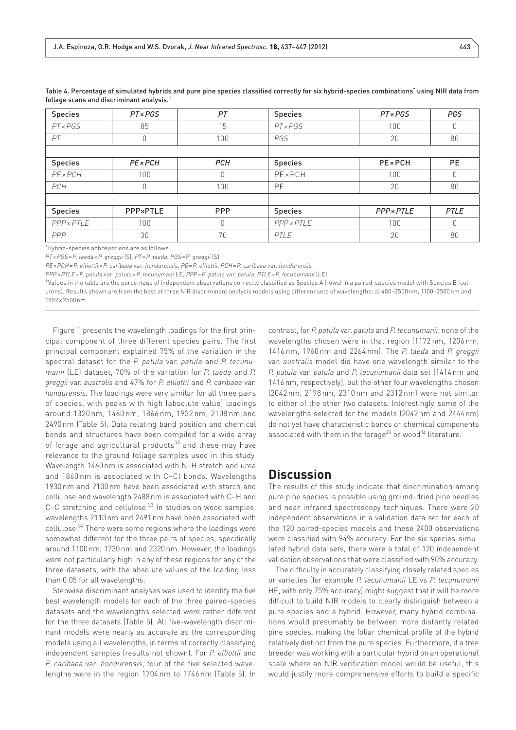Table 4. Percentage of simulated hybrids and pure pine species classified correctly for six hybrid-species combinations* using NIR data from foliage scans and discriminant analysis.†

| Species | *PT×PGS* | *PT* | Species | *PT×PGS* | *PGS* |
|---|---|---|---|---|---|
| *PT×PGS* | 85 | 15 | *PT×PGS* | 100 | 0 |
| *PT* | 0 | 100 | *PGS* | 20 | 80 |
| | | | | | |
| Species | *PE×PCH* | *PCH* | Species | PE×PCH | PE |
| *PE×PCH* | 100 | 0 | PE×PCH | 100 | 0 |
| *PCH* | 0 | 100 | PE | 20 | 80 |
| | | | | | |
| Species | PPP×PTLE | PPP | Species | *PPP×PTLE* | *PTLE* |
| *PPP×PTLE* | 100 | 0 | *PPP×PTLE* | 100 | 0 |
| *PPP* | 30 | 70 | *PTLE* | 20 | 80 |

*Hybrid-species abbreviations are as follows:

*PT×PGS=P. taeda×P. greggii* (S), *PT=P. taeda*, *PGS*=*P. greggii* (S)

*PE×PCH=P. elliottii×P. caribaea* var. *hondurensis*, *PE=P. elliottii*, *PCH=P. caribaea* var. *hondurensis*

*PPP×PTLE=P. patula* var. *patula×P. tecunumani* LE, *PPP=P. patula* var. *patula*, *PTLE=P. tecunumanii* (LE)

†Values in the table are the percentage of independent observations correctly classified as Species A (rows) in a paired-species model with Species B (columns). Results shown are from the best of three NIR discriminant analysis models using different sets of wavelengths: a) 400–2500 nm, 1100–2500 nm and 1852×2500 nm.

Figure 1 presents the wavelength loadings for the first principal component of three different species pairs. The first principal component explained 75% of the variation in the spectral dataset for the *P. patula* var. *patula* and *P. tecunumanii* (LE) dataset, 70% of the variation for *P. taeda* and *P. greggii* var. *australis* and 47% for *P. elliottii* and *P. caribaea* var. *hondurensis*. The loadings were very similar for all three pairs of species, with peaks with high (absolute value) loadings around 1320 nm, 1460 nm, 1866 nm, 1932 nm, 2108 nm and 2490 nm (Table 5). Data relating band position and chemical bonds and structures have been compiled for a wide array of forage and agricultural products[33] and these may have relevance to the ground foliage samples used in this study. Wavelength 1460 nm is associated with N–H stretch and urea and 1860 nm is associated with C–Cl bonds. Wavelengths 1930 nm and 2100 nm have been associated with starch and cellulose and wavelength 2488 nm is associated with C–H and C–C stretching and cellulose.[33] In studies on wood samples, wavelengths 2110 nm and 2491 nm have been associated with cellulose.[34] There were some regions where the loadings were somewhat different for the three pairs of species, specifically around 1100 nm, 1730 nm and 2320 nm. However, the loadings were not particularly high in any of these regions for any of the three datasets, with the absolute values of the loading less than 0.05 for all wavelengths.

Stepwise discriminant analyses was used to identify the five best wavelength models for each of the three paired-species datasets and the wavelengths selected were rather different for the three datasets (Table 5). All five-wavelength discriminant models were nearly as accurate as the corresponding models using all wavelengths, in terms of correctly classifying independent samples (results not shown). For *P. elliottii* and *P. caribaea* var. *hondurensis*, four of the five selected wavelengths were in the region 1704 nm to 1746 nm (Table 5). In contrast, for *P. patula* var. *patula* and *P. tecunumanii*, none of the wavelengths chosen were in that region (1172 nm, 1206 nm, 1416 nm, 1960 nm and 2264 nm). The *P. taeda* and *P. greggii* var. *australis* model did have one wavelength similar to the *P. patula* var. *patula* and *P. tecunumanii* data set (1414 nm and 1416 nm, respectively), but the other four wavelengths chosen (2042 nm, 2198 nm, 2310 nm and 2312 nm) were not similar to either of the other two datasets. Interestingly, some of the wavelengths selected for the models (2042 nm and 2444 nm) do not yet have characteristic bonds or chemical components associated with them in the forage[33] or wood[34] literature.

## Discussion

The results of this study indicate that discrimination among pure pine species is possible using ground-dried pine needles and near infrared spectroscopy techniques. There were 20 independent observations in a validation data set for each of the 120 paired-species models and these 2400 observations were classified with 94% accuracy. For the six species-simulated hybrid data sets, there were a total of 120 independent validation observations that were classified with 90% accuracy.

The difficulty in accurately classifying closely related species or varieties (for example *P. tecunumanii* LE vs *P. tecunumanii* HE, with only 75% accuracy) might suggest that it will be more difficult to build NIR models to clearly distinguish between a pure species and a hybrid. However, many hybrid combinations would presumably be between more distantly related pine species, making the foliar chemical profile of the hybrid relatively distinct from the pure species. Furthermore, if a tree breeder was working with a particular hybrid on an operational scale where an NIR verification model would be useful, this would justify more comprehensive efforts to build a specific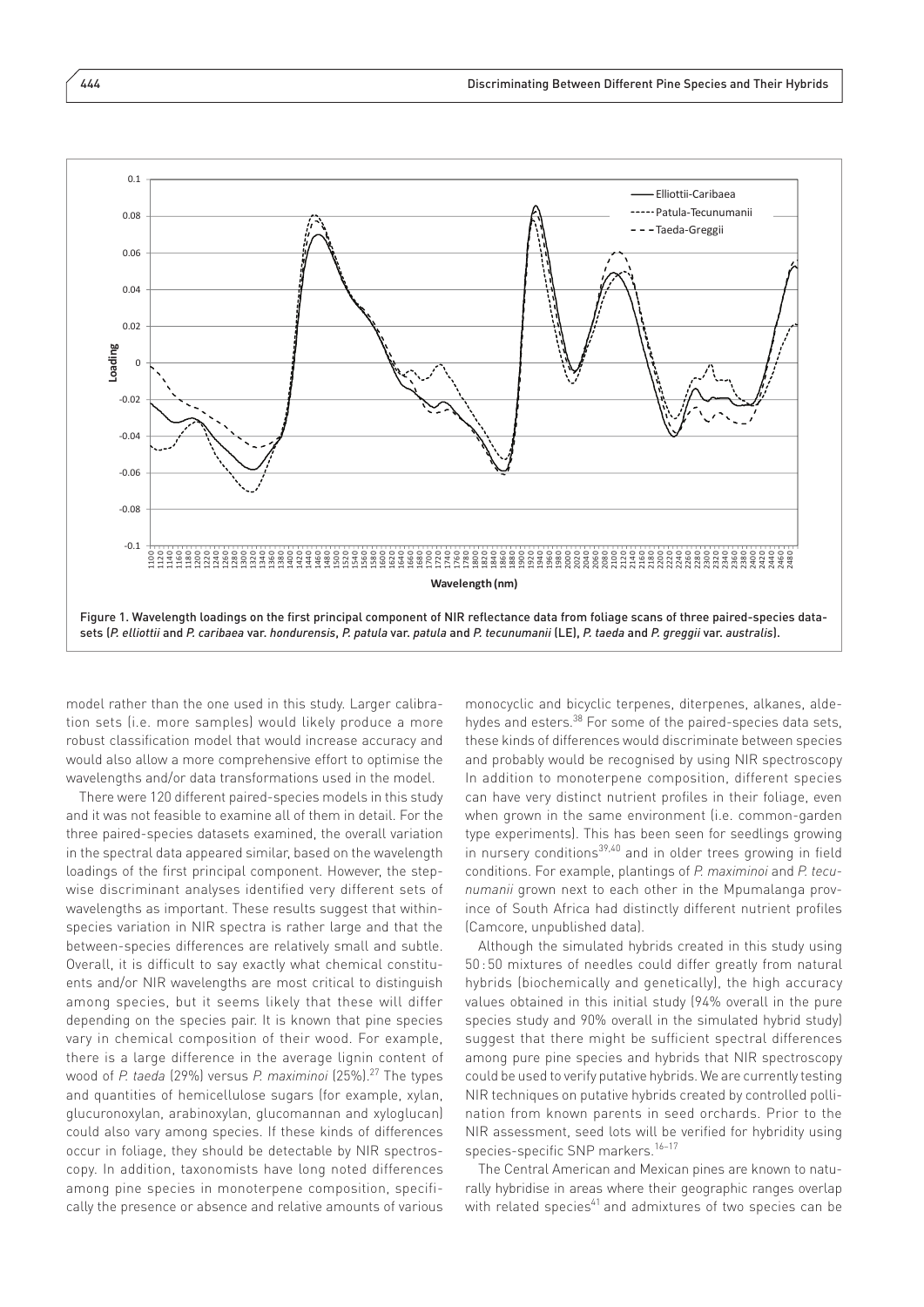Figure 1. Wavelength loadings on the first principal component of NIR reflectance data from foliage scans of three paired-species datasets (*P. elliottii* and *P. caribaea* var. *hondurensis*, *P. patula* var. *patula* and *P. tecunumanii* (LE), *P. taeda* and *P. greggii* var. *australis*).

model rather than the one used in this study. Larger calibration sets (i.e. more samples) would likely produce a more robust classification model that would increase accuracy and would also allow a more comprehensive effort to optimise the wavelengths and/or data transformations used in the model.

There were 120 different paired-species models in this study and it was not feasible to examine all of them in detail. For the three paired-species datasets examined, the overall variation in the spectral data appeared similar, based on the wavelength loadings of the first principal component. However, the stepwise discriminant analyses identified very different sets of wavelengths as important. These results suggest that within-species variation in NIR spectra is rather large and that the between-species differences are relatively small and subtle. Overall, it is difficult to say exactly what chemical constituents and/or NIR wavelengths are most critical to distinguish among species, but it seems likely that these will differ depending on the species pair. It is known that pine species vary in chemical composition of their wood. For example, there is a large difference in the average lignin content of wood of *P. taeda* (29%) versus *P. maximinoi* (25%).[27] The types and quantities of hemicellulose sugars (for example, xylan, glucuronoxylan, arabinoxylan, glucomannan and xyloglucan) could also vary among species. If these kinds of differences occur in foliage, they should be detectable by NIR spectroscopy. In addition, taxonomists have long noted differences among pine species in monoterpene composition, specifically the presence or absence and relative amounts of various monocyclic and bicyclic terpenes, diterpenes, alkanes, aldehydes and esters.[38] For some of the paired-species data sets, these kinds of differences would discriminate between species and probably would be recognised by using NIR spectroscopy In addition to monoterpene composition, different species can have very distinct nutrient profiles in their foliage, even when grown in the same environment (i.e. common-garden type experiments). This has been seen for seedlings growing in nursery conditions[39,40] and in older trees growing in field conditions. For example, plantings of *P. maximinoi* and *P. tecunumanii* grown next to each other in the Mpumalanga province of South Africa had distinctly different nutrient profiles (Camcore, unpublished data).

Although the simulated hybrids created in this study using 50 : 50 mixtures of needles could differ greatly from natural hybrids (biochemically and genetically), the high accuracy values obtained in this initial study (94% overall in the pure species study and 90% overall in the simulated hybrid study) suggest that there might be sufficient spectral differences among pure pine species and hybrids that NIR spectroscopy could be used to verify putative hybrids. We are currently testing NIR techniques on putative hybrids created by controlled pollination from known parents in seed orchards. Prior to the NIR assessment, seed lots will be verified for hybridity using species-specific SNP markers.[16–17]

The Central American and Mexican pines are known to naturally hybridise in areas where their geographic ranges overlap with related species[41] and admixtures of two species can be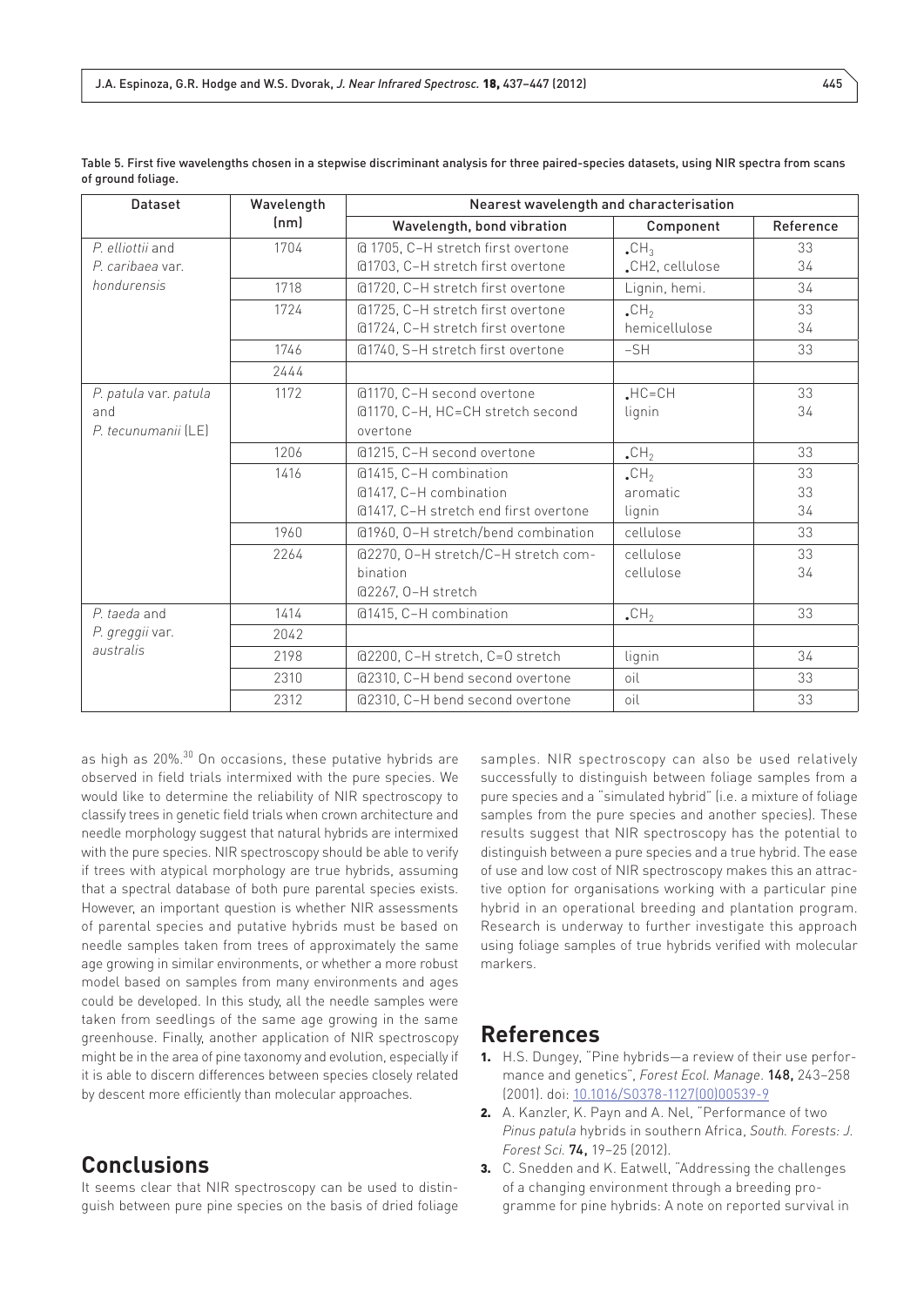Table 5. First five wavelengths chosen in a stepwise discriminant analysis for three paired-species datasets, using NIR spectra from scans of ground foliage.

| Dataset | Wavelength (nm) | Nearest wavelength and characterisation | | |
|---|---|---|---|---|
| | | Wavelength, bond vibration | Component | Reference |
| *P. elliottii* and *P. caribaea* var. *hondurensis* | 1704 | @ 1705, C–H stretch first overtone<br>@1703, C–H stretch first overtone | $\cdot CH_3$<br>$\cdot$CH2, cellulose | 33<br>34 |
| | 1718 | @1720, C–H stretch first overtone | Lignin, hemi. | 34 |
| | 1724 | @1725, C–H stretch first overtone<br>@1724, C–H stretch first overtone | $\cdot CH_2$<br>hemicellulose | 33<br>34 |
| | 1746 | @1740, S–H stretch first overtone | –SH | 33 |
| | 2444 | | | |
| *P. patula* var. *patula* and *P. tecunumanii* (LE) | 1172 | @1170, C–H second overtone<br>@1170, C–H, HC=CH stretch second overtone | $\cdot$HC=CH<br>lignin | 33<br>34 |
| | 1206 | @1215, C–H second overtone | $\cdot CH_2$ | 33 |
| | 1416 | @1415, C–H combination<br>@1417, C–H combination<br>@1417, C–H stretch end first overtone | $\cdot CH_2$<br>aromatic<br>lignin | 33<br>33<br>34 |
| | 1960 | @1960, O–H stretch/bend combination | cellulose | 33 |
| | 2264 | @2270, O–H stretch/C–H stretch combination<br>@2267, O–H stretch | cellulose<br>cellulose | 33<br>34 |
| *P. taeda* and *P. greggii* var. *australis* | 1414 | @1415, C–H combination | $\cdot CH_2$ | 33 |
| | 2042 | | | |
| | 2198 | @2200, C–H stretch, C=O stretch | lignin | 34 |
| | 2310 | @2310, C–H bend second overtone | oil | 33 |
| | 2312 | @2310, C–H bend second overtone | oil | 33 |

as high as 20%.[30] On occasions, these putative hybrids are observed in field trials intermixed with the pure species. We would like to determine the reliability of NIR spectroscopy to classify trees in genetic field trials when crown architecture and needle morphology suggest that natural hybrids are intermixed with the pure species. NIR spectroscopy should be able to verify if trees with atypical morphology are true hybrids, assuming that a spectral database of both pure parental species exists. However, an important question is whether NIR assessments of parental species and putative hybrids must be based on needle samples taken from trees of approximately the same age growing in similar environments, or whether a more robust model based on samples from many environments and ages could be developed. In this study, all the needle samples were taken from seedlings of the same age growing in the same greenhouse. Finally, another application of NIR spectroscopy might be in the area of pine taxonomy and evolution, especially if it is able to discern differences between species closely related by descent more efficiently than molecular approaches.

## Conclusions

It seems clear that NIR spectroscopy can be used to distinguish between pure pine species on the basis of dried foliage samples. NIR spectroscopy can also be used relatively successfully to distinguish between foliage samples from a pure species and a "simulated hybrid" (i.e. a mixture of foliage samples from the pure species and another species). These results suggest that NIR spectroscopy has the potential to distinguish between a pure species and a true hybrid. The ease of use and low cost of NIR spectroscopy makes this an attractive option for organisations working with a particular pine hybrid in an operational breeding and plantation program. Research is underway to further investigate this approach using foliage samples of true hybrids verified with molecular markers.

## References

1. H.S. Dungey, "Pine hybrids—a review of their use performance and genetics", *Forest Ecol. Manage.* **148,** 243–258 (2001). doi: 10.1016/S0378-1127(00)00539-9
2. A. Kanzler, K. Payn and A. Nel, "Performance of two *Pinus patula* hybrids in southern Africa, *South. Forests: J. Forest Sci.* **74,** 19–25 (2012).
3. C. Snedden and K. Eatwell, "Addressing the challenges of a changing environment through a breeding programme for pine hybrids: A note on reported survival in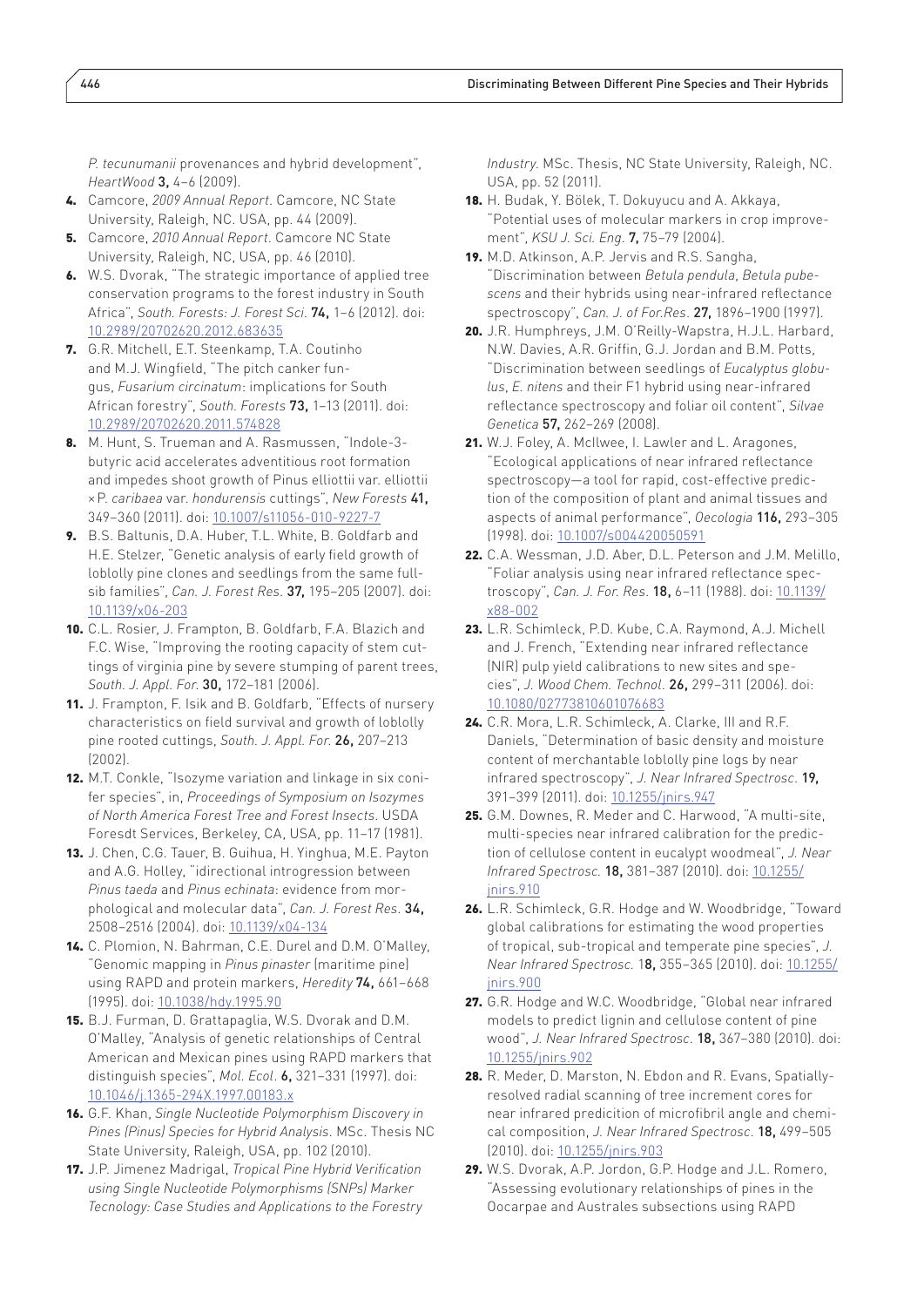*P. tecunumanii* provenances and hybrid development", *HeartWood* **3,** 4–6 (2009).

4. Camcore, *2009 Annual Report*. Camcore, NC State University, Raleigh, NC. USA, pp. 44 (2009).
5. Camcore, *2010 Annual Report*. Camcore NC State University, Raleigh, NC, USA, pp. 46 (2010).
6. W.S. Dvorak, "The strategic importance of applied tree conservation programs to the forest industry in South Africa", *South. Forests: J. Forest Sci*. **74,** 1–6 (2012). doi: 10.2989/20702620.2012.683635
7. G.R. Mitchell, E.T. Steenkamp, T.A. Coutinho and M.J. Wingfield, "The pitch canker fungus, *Fusarium circinatum*: implications for South African forestry", *South. Forests* **73,** 1–13 (2011). doi: 10.2989/20702620.2011.574828
8. M. Hunt, S. Trueman and A. Rasmussen, "Indole-3-butyric acid accelerates adventitious root formation and impedes shoot growth of Pinus elliottii var. elliottii ×P. *caribaea* var. *hondurensis* cuttings", *New Forests* **41,** 349–360 (2011). doi: 10.1007/s11056-010-9227-7
9. B.S. Baltunis, D.A. Huber, T.L. White, B. Goldfarb and H.E. Stelzer, "Genetic analysis of early field growth of loblolly pine clones and seedlings from the same full-sib families", *Can. J. Forest Res*. **37,** 195–205 (2007). doi: 10.1139/x06-203
10. C.L. Rosier, J. Frampton, B. Goldfarb, F.A. Blazich and F.C. Wise, "Improving the rooting capacity of stem cuttings of virginia pine by severe stumping of parent trees, *South. J. Appl. For.* **30,** 172–181 (2006).
11. J. Frampton, F. Isik and B. Goldfarb, "Effects of nursery characteristics on field survival and growth of loblolly pine rooted cuttings, *South. J. Appl. For.* **26,** 207–213 (2002).
12. M.T. Conkle, "Isozyme variation and linkage in six conifer species", in, *Proceedings of Symposium on Isozymes of North America Forest Tree and Forest Insects*. USDA Foresdt Services, Berkeley, CA, USA, pp. 11–17 (1981).
13. J. Chen, C.G. Tauer, B. Guihua, H. Yinghua, M.E. Payton and A.G. Holley, "idirectional introgression between *Pinus taeda* and *Pinus echinata*: evidence from morphological and molecular data", *Can. J. Forest Res*. **34,** 2508–2516 (2004). doi: 10.1139/x04-134
14. C. Plomion, N. Bahrman, C.E. Durel and D.M. O'Malley, "Genomic mapping in *Pinus pinaster* (maritime pine) using RAPD and protein markers, *Heredity* **74,** 661–668 (1995). doi: 10.1038/hdy.1995.90
15. B.J. Furman, D. Grattapaglia, W.S. Dvorak and D.M. O'Malley, "Analysis of genetic relationships of Central American and Mexican pines using RAPD markers that distinguish species", *Mol. Ecol*. **6,** 321–331 (1997). doi: 10.1046/j.1365-294X.1997.00183.x
16. G.F. Khan, *Single Nucleotide Polymorphism Discovery in Pines (Pinus) Species for Hybrid Analysis*. MSc. Thesis NC State University, Raleigh, USA, pp. 102 (2010).
17. J.P. Jimenez Madrigal, *Tropical Pine Hybrid Verification using Single Nucleotide Polymorphisms (SNPs) Marker Tecnology: Case Studies and Applications to the Forestry Industry*. MSc. Thesis, NC State University, Raleigh, NC. USA, pp. 52 (2011).
18. H. Budak, Y. Bölek, T. Dokuyucu and A. Akkaya, "Potential uses of molecular markers in crop improvement", *KSU J. Sci. Eng*. **7,** 75–79 (2004).
19. M.D. Atkinson, A.P. Jervis and R.S. Sangha, "Discrimination between *Betula pendula, Betula pubescens* and their hybrids using near-infrared reflectance spectroscopy", *Can. J. of For.Res*. **27,** 1896–1900 (1997).
20. J.R. Humphreys, J.M. O'Reilly-Wapstra, H.J.L. Harbard, N.W. Davies, A.R. Griffin, G.J. Jordan and B.M. Potts, "Discrimination between seedlings of *Eucalyptus globulus*, *E. nitens* and their F1 hybrid using near-infrared reflectance spectroscopy and foliar oil content", *Silvae Genetica* **57,** 262–269 (2008).
21. W.J. Foley, A. McIlwee, I. Lawler and L. Aragones, "Ecological applications of near infrared reflectance spectroscopy—a tool for rapid, cost-effective prediction of the composition of plant and animal tissues and aspects of animal performance", *Oecologia* **116,** 293–305 (1998). doi: 10.1007/s004420050591
22. C.A. Wessman, J.D. Aber, D.L. Peterson and J.M. Melillo, "Foliar analysis using near infrared reflectance spectroscopy", *Can. J. For. Res*. **18,** 6–11 (1988). doi: 10.1139/x88-002
23. L.R. Schimleck, P.D. Kube, C.A. Raymond, A.J. Michell and J. French, "Extending near infrared reflectance (NIR) pulp yield calibrations to new sites and species", *J. Wood Chem. Technol*. **26,** 299–311 (2006). doi: 10.1080/02773810601076683
24. C.R. Mora, L.R. Schimleck, A. Clarke, III and R.F. Daniels, "Determination of basic density and moisture content of merchantable loblolly pine logs by near infrared spectroscopy", *J. Near Infrared Spectrosc*. **19,** 391–399 (2011). doi: 10.1255/jnirs.947
25. G.M. Downes, R. Meder and C. Harwood, "A multi-site, multi-species near infrared calibration for the prediction of cellulose content in eucalypt woodmeal", *J. Near Infrared Spectrosc.* **18,** 381–387 (2010). doi: 10.1255/jnirs.910
26. L.R. Schimleck, G.R. Hodge and W. Woodbridge, "Toward global calibrations for estimating the wood properties of tropical, sub-tropical and temperate pine species", *J. Near Infrared Spectrosc.* 1**8,** 355–365 (2010). doi: 10.1255/jnirs.900
27. G.R. Hodge and W.C. Woodbridge, "Global near infrared models to predict lignin and cellulose content of pine wood", *J. Near Infrared Spectrosc*. **18,** 367–380 (2010). doi: 10.1255/jnirs.902
28. R. Meder, D. Marston, N. Ebdon and R. Evans, Spatially-resolved radial scanning of tree increment cores for near infrared predicition of microfibril angle and chemical composition, *J. Near Infrared Spectrosc*. **18,** 499–505 (2010). doi: 10.1255/jnirs.903
29. W.S. Dvorak, A.P. Jordon, G.P. Hodge and J.L. Romero, "Assessing evolutionary relationships of pines in the Oocarpae and Australes subsections using RAPD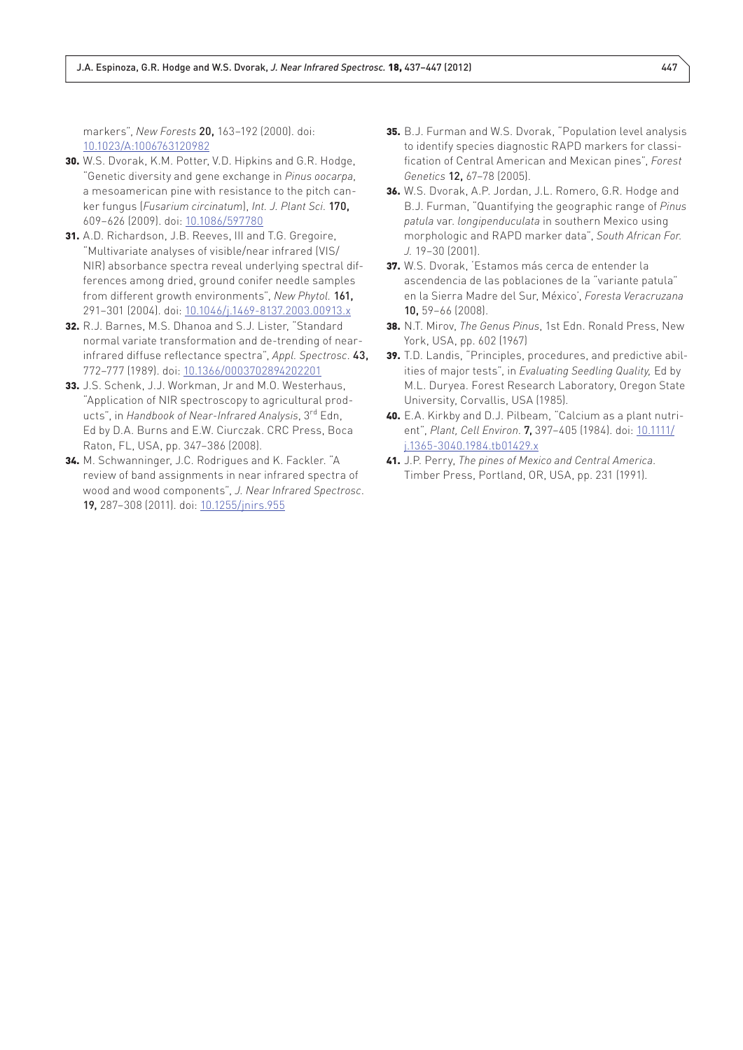markers", *New Forests* **20,** 163–192 (2000). doi: 10.1023/A:1006763120982

30. W.S. Dvorak, K.M. Potter, V.D. Hipkins and G.R. Hodge, "Genetic diversity and gene exchange in *Pinus oocarpa*, a mesoamerican pine with resistance to the pitch canker fungus (*Fusarium circinatum*), *Int. J. Plant Sci.* **170,** 609–626 (2009). doi: 10.1086/597780
31. A.D. Richardson, J.B. Reeves, III and T.G. Gregoire, "Multivariate analyses of visible/near infrared (VIS/NIR) absorbance spectra reveal underlying spectral differences among dried, ground conifer needle samples from different growth environments", *New Phytol.* **161,** 291–301 (2004). doi: 10.1046/j.1469-8137.2003.00913.x
32. R.J. Barnes, M.S. Dhanoa and S.J. Lister, "Standard normal variate transformation and de-trending of near-infrared diffuse reflectance spectra", *Appl. Spectrosc.* **43,** 772–777 (1989). doi: 10.1366/0003702894202201
33. J.S. Schenk, J.J. Workman, Jr and M.O. Westerhaus, "Application of NIR spectroscopy to agricultural products", in *Handbook of Near-Infrared Analysis*, 3rd Edn, Ed by D.A. Burns and E.W. Ciurczak. CRC Press, Boca Raton, FL, USA, pp. 347–386 (2008).
34. M. Schwanninger, J.C. Rodrigues and K. Fackler. "A review of band assignments in near infrared spectra of wood and wood components", *J. Near Infrared Spectrosc.* **19,** 287–308 (2011). doi: 10.1255/jnirs.955
35. B.J. Furman and W.S. Dvorak, "Population level analysis to identify species diagnostic RAPD markers for classification of Central American and Mexican pines", *Forest Genetics* **12,** 67–78 (2005).
36. W.S. Dvorak, A.P. Jordan, J.L. Romero, G.R. Hodge and B.J. Furman, "Quantifying the geographic range of *Pinus patula* var. *longipenduculata* in southern Mexico using morphologic and RAPD marker data", *South African For. J.* 19–30 (2001).
37. W.S. Dvorak, 'Estamos más cerca de entender la ascendencia de las poblaciones de la "variante patula" en la Sierra Madre del Sur, México', *Foresta Veracruzana* **10,** 59–66 (2008).
38. N.T. Mirov, *The Genus Pinus*, 1st Edn. Ronald Press, New York, USA, pp. 602 (1967)
39. T.D. Landis, "Principles, procedures, and predictive abilities of major tests", in *Evaluating Seedling Quality,* Ed by M.L. Duryea. Forest Research Laboratory, Oregon State University, Corvallis, USA (1985).
40. E.A. Kirkby and D.J. Pilbeam, "Calcium as a plant nutrient", *Plant, Cell Environ.* **7,** 397–405 (1984). doi: 10.1111/j.1365-3040.1984.tb01429.x
41. J.P. Perry, *The pines of Mexico and Central America*. Timber Press, Portland, OR, USA, pp. 231 (1991).